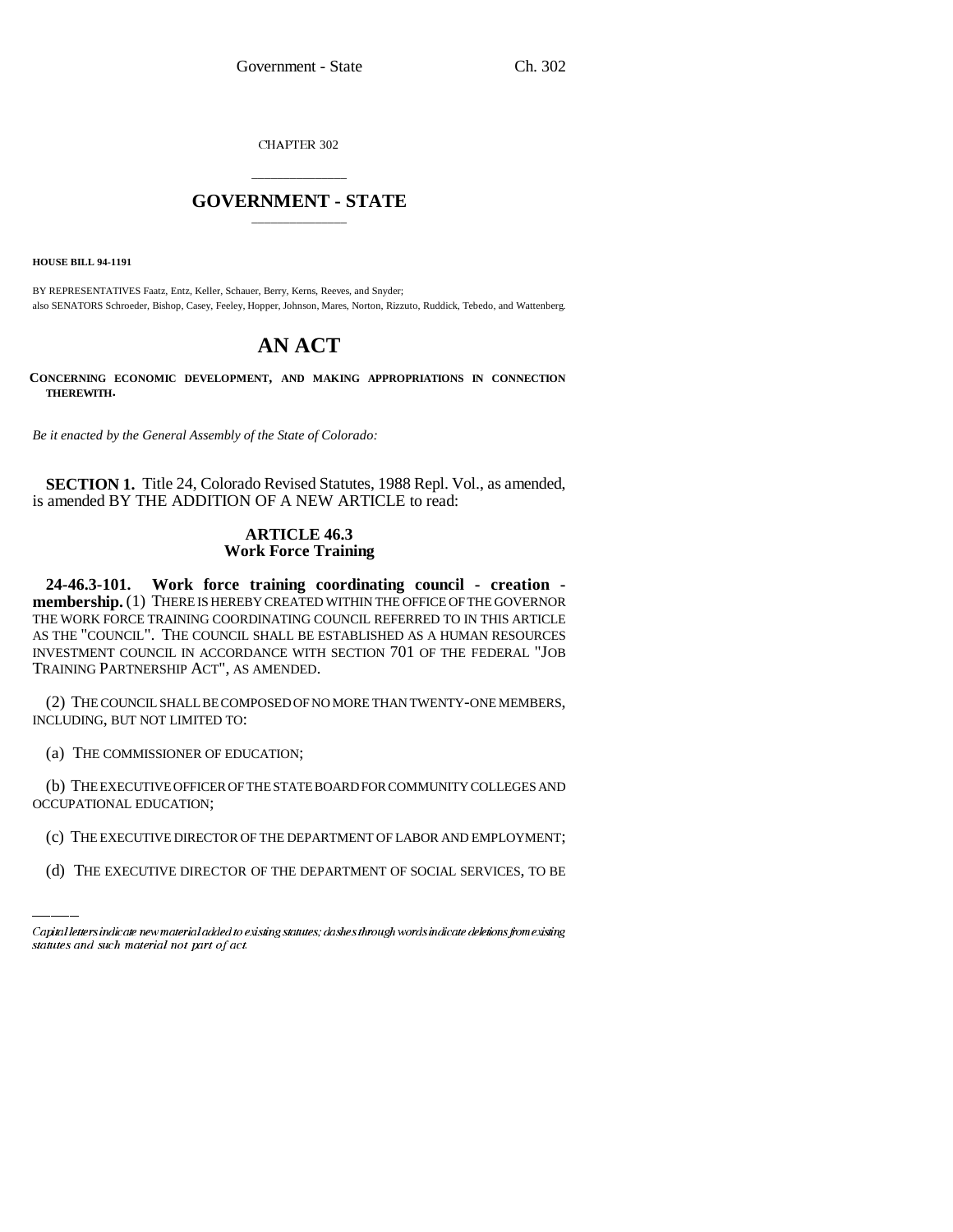CHAPTER 302

# GOVERNMENT - STATE

**HOUSE BILL 94-1191**

BY REPRESENTATIVES Faatz, Entz, Keller, Schauer, Berry, Kerns, Reeves, and Snyder;
also SENATORS Schroeder, Bishop, Casey, Feeley, Hopper, Johnson, Mares, Norton, Rizzuto, Ruddick, Tebedo, and Wattenberg.

# AN ACT

**CONCERNING ECONOMIC DEVELOPMENT, AND MAKING APPROPRIATIONS IN CONNECTION THEREWITH.**

*Be it enacted by the General Assembly of the State of Colorado:*

**SECTION 1.** Title 24, Colorado Revised Statutes, 1988 Repl. Vol., as amended, is amended BY THE ADDITION OF A NEW ARTICLE to read:

## ARTICLE 46.3
## Work Force Training

**24-46.3-101. Work force training coordinating council - creation - membership.** (1) THERE IS HEREBY CREATED WITHIN THE OFFICE OF THE GOVERNOR THE WORK FORCE TRAINING COORDINATING COUNCIL REFERRED TO IN THIS ARTICLE AS THE "COUNCIL". THE COUNCIL SHALL BE ESTABLISHED AS A HUMAN RESOURCES INVESTMENT COUNCIL IN ACCORDANCE WITH SECTION 701 OF THE FEDERAL "JOB TRAINING PARTNERSHIP ACT", AS AMENDED.

(2) THE COUNCIL SHALL BE COMPOSED OF NO MORE THAN TWENTY-ONE MEMBERS, INCLUDING, BUT NOT LIMITED TO:

(a) THE COMMISSIONER OF EDUCATION;

(b) THE EXECUTIVE OFFICER OF THE STATE BOARD FOR COMMUNITY COLLEGES AND OCCUPATIONAL EDUCATION;

(c) THE EXECUTIVE DIRECTOR OF THE DEPARTMENT OF LABOR AND EMPLOYMENT;

(d) THE EXECUTIVE DIRECTOR OF THE DEPARTMENT OF SOCIAL SERVICES, TO BE

Capital letters indicate new material added to existing statutes; dashes through words indicate deletions from existing statutes and such material not part of act.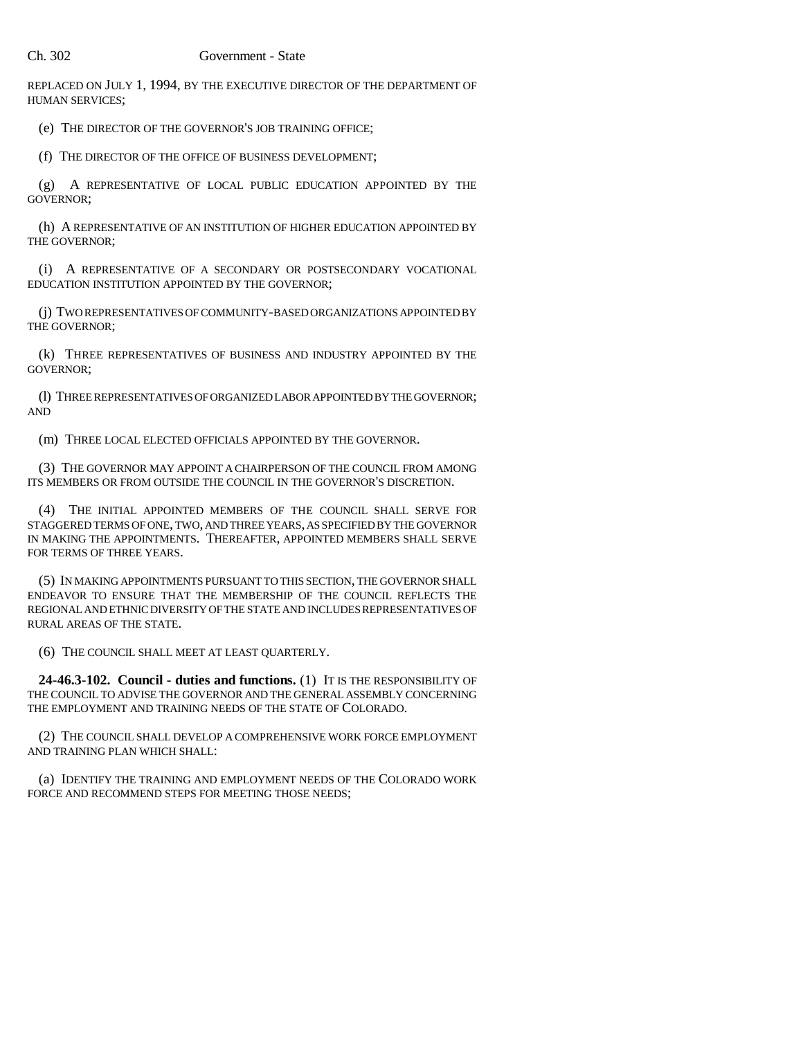REPLACED ON JULY 1, 1994, BY THE EXECUTIVE DIRECTOR OF THE DEPARTMENT OF HUMAN SERVICES;

(e) THE DIRECTOR OF THE GOVERNOR'S JOB TRAINING OFFICE;

(f) THE DIRECTOR OF THE OFFICE OF BUSINESS DEVELOPMENT;

(g) A REPRESENTATIVE OF LOCAL PUBLIC EDUCATION APPOINTED BY THE GOVERNOR;

(h) A REPRESENTATIVE OF AN INSTITUTION OF HIGHER EDUCATION APPOINTED BY THE GOVERNOR;

(i) A REPRESENTATIVE OF A SECONDARY OR POSTSECONDARY VOCATIONAL EDUCATION INSTITUTION APPOINTED BY THE GOVERNOR;

(j) TWO REPRESENTATIVES OF COMMUNITY-BASED ORGANIZATIONS APPOINTED BY THE GOVERNOR;

(k) THREE REPRESENTATIVES OF BUSINESS AND INDUSTRY APPOINTED BY THE GOVERNOR;

(l) THREE REPRESENTATIVES OF ORGANIZED LABOR APPOINTED BY THE GOVERNOR; AND

(m) THREE LOCAL ELECTED OFFICIALS APPOINTED BY THE GOVERNOR.

(3) THE GOVERNOR MAY APPOINT A CHAIRPERSON OF THE COUNCIL FROM AMONG ITS MEMBERS OR FROM OUTSIDE THE COUNCIL IN THE GOVERNOR'S DISCRETION.

(4) THE INITIAL APPOINTED MEMBERS OF THE COUNCIL SHALL SERVE FOR STAGGERED TERMS OF ONE, TWO, AND THREE YEARS, AS SPECIFIED BY THE GOVERNOR IN MAKING THE APPOINTMENTS. THEREAFTER, APPOINTED MEMBERS SHALL SERVE FOR TERMS OF THREE YEARS.

(5) IN MAKING APPOINTMENTS PURSUANT TO THIS SECTION, THE GOVERNOR SHALL ENDEAVOR TO ENSURE THAT THE MEMBERSHIP OF THE COUNCIL REFLECTS THE REGIONAL AND ETHNIC DIVERSITY OF THE STATE AND INCLUDES REPRESENTATIVES OF RURAL AREAS OF THE STATE.

(6) THE COUNCIL SHALL MEET AT LEAST QUARTERLY.

**24-46.3-102. Council - duties and functions.** (1) IT IS THE RESPONSIBILITY OF THE COUNCIL TO ADVISE THE GOVERNOR AND THE GENERAL ASSEMBLY CONCERNING THE EMPLOYMENT AND TRAINING NEEDS OF THE STATE OF COLORADO.

(2) THE COUNCIL SHALL DEVELOP A COMPREHENSIVE WORK FORCE EMPLOYMENT AND TRAINING PLAN WHICH SHALL:

(a) IDENTIFY THE TRAINING AND EMPLOYMENT NEEDS OF THE COLORADO WORK FORCE AND RECOMMEND STEPS FOR MEETING THOSE NEEDS;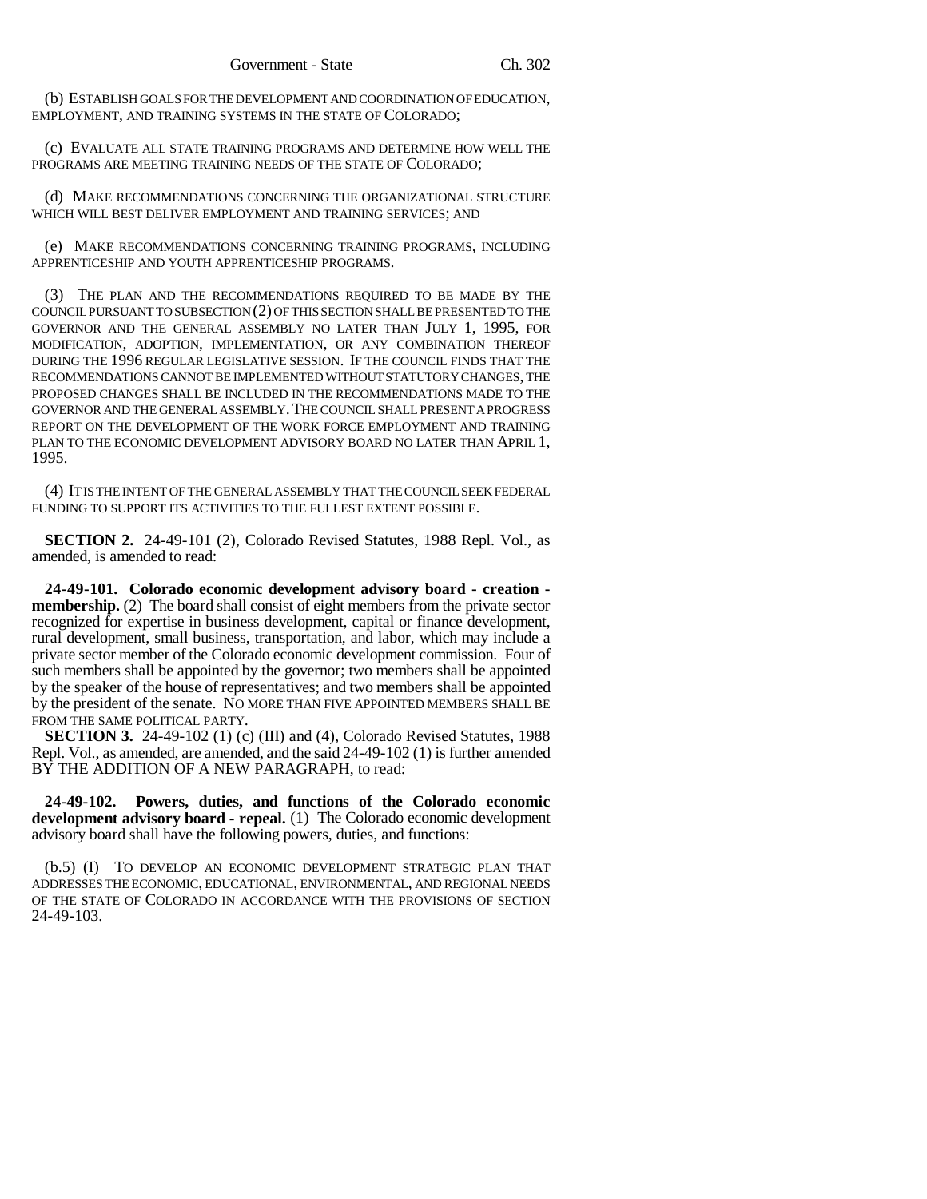(b) ESTABLISH GOALS FOR THE DEVELOPMENT AND COORDINATION OF EDUCATION, EMPLOYMENT, AND TRAINING SYSTEMS IN THE STATE OF COLORADO;

(c) EVALUATE ALL STATE TRAINING PROGRAMS AND DETERMINE HOW WELL THE PROGRAMS ARE MEETING TRAINING NEEDS OF THE STATE OF COLORADO;

(d) MAKE RECOMMENDATIONS CONCERNING THE ORGANIZATIONAL STRUCTURE WHICH WILL BEST DELIVER EMPLOYMENT AND TRAINING SERVICES; AND

(e) MAKE RECOMMENDATIONS CONCERNING TRAINING PROGRAMS, INCLUDING APPRENTICESHIP AND YOUTH APPRENTICESHIP PROGRAMS.

(3) THE PLAN AND THE RECOMMENDATIONS REQUIRED TO BE MADE BY THE COUNCIL PURSUANT TO SUBSECTION (2) OF THIS SECTION SHALL BE PRESENTED TO THE GOVERNOR AND THE GENERAL ASSEMBLY NO LATER THAN JULY 1, 1995, FOR MODIFICATION, ADOPTION, IMPLEMENTATION, OR ANY COMBINATION THEREOF DURING THE 1996 REGULAR LEGISLATIVE SESSION. IF THE COUNCIL FINDS THAT THE RECOMMENDATIONS CANNOT BE IMPLEMENTED WITHOUT STATUTORY CHANGES, THE PROPOSED CHANGES SHALL BE INCLUDED IN THE RECOMMENDATIONS MADE TO THE GOVERNOR AND THE GENERAL ASSEMBLY. THE COUNCIL SHALL PRESENT A PROGRESS REPORT ON THE DEVELOPMENT OF THE WORK FORCE EMPLOYMENT AND TRAINING PLAN TO THE ECONOMIC DEVELOPMENT ADVISORY BOARD NO LATER THAN APRIL 1, 1995.

(4) IT IS THE INTENT OF THE GENERAL ASSEMBLY THAT THE COUNCIL SEEK FEDERAL FUNDING TO SUPPORT ITS ACTIVITIES TO THE FULLEST EXTENT POSSIBLE.

**SECTION 2.** 24-49-101 (2), Colorado Revised Statutes, 1988 Repl. Vol., as amended, is amended to read:

**24-49-101. Colorado economic development advisory board - creation - membership.** (2) The board shall consist of eight members from the private sector recognized for expertise in business development, capital or finance development, rural development, small business, transportation, and labor, which may include a private sector member of the Colorado economic development commission. Four of such members shall be appointed by the governor; two members shall be appointed by the speaker of the house of representatives; and two members shall be appointed by the president of the senate. NO MORE THAN FIVE APPOINTED MEMBERS SHALL BE FROM THE SAME POLITICAL PARTY.

**SECTION 3.** 24-49-102 (1) (c) (III) and (4), Colorado Revised Statutes, 1988 Repl. Vol., as amended, are amended, and the said 24-49-102 (1) is further amended BY THE ADDITION OF A NEW PARAGRAPH, to read:

**24-49-102. Powers, duties, and functions of the Colorado economic development advisory board - repeal.** (1) The Colorado economic development advisory board shall have the following powers, duties, and functions:

(b.5) (I) TO DEVELOP AN ECONOMIC DEVELOPMENT STRATEGIC PLAN THAT ADDRESSES THE ECONOMIC, EDUCATIONAL, ENVIRONMENTAL, AND REGIONAL NEEDS OF THE STATE OF COLORADO IN ACCORDANCE WITH THE PROVISIONS OF SECTION 24-49-103.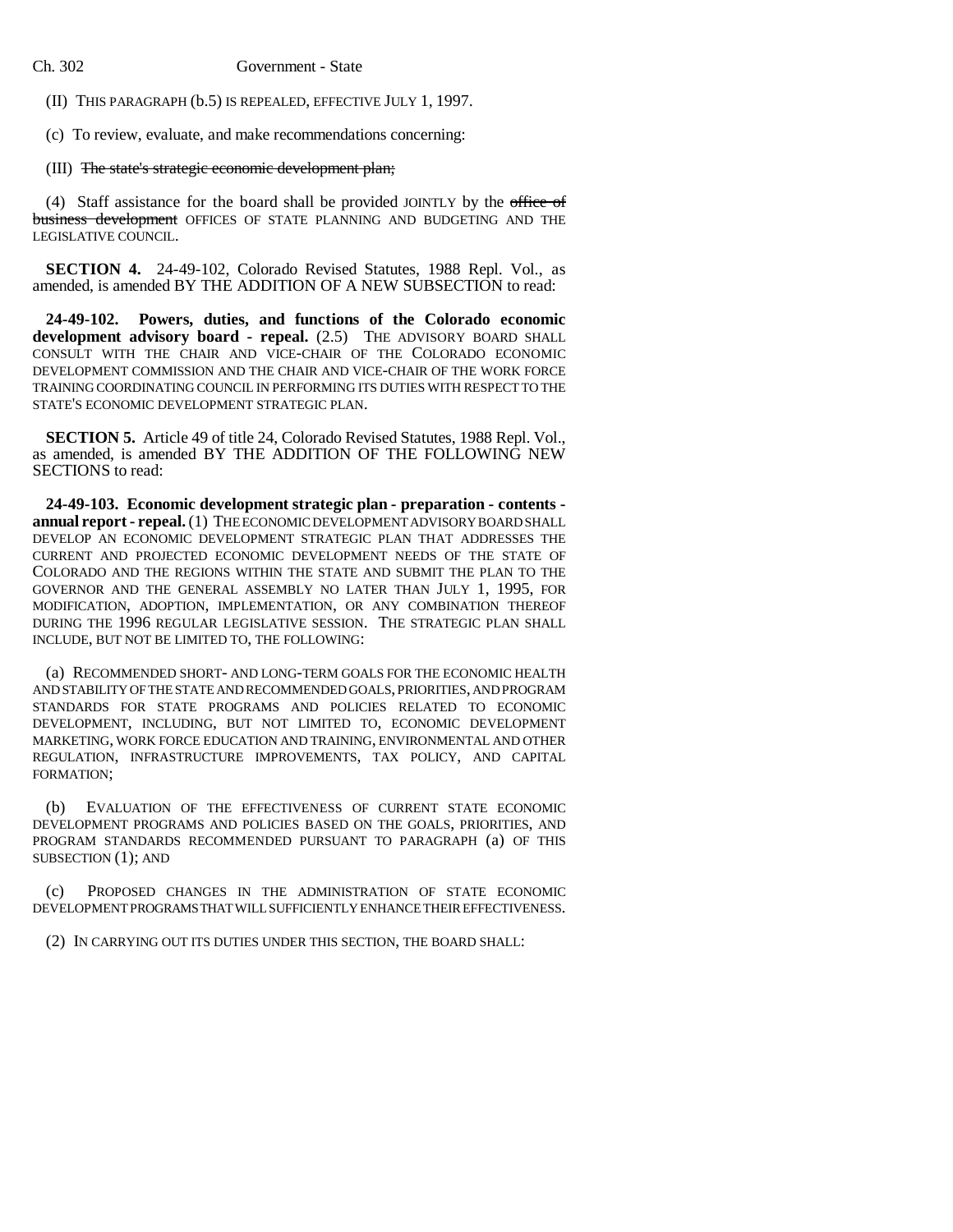(II) THIS PARAGRAPH (b.5) IS REPEALED, EFFECTIVE JULY 1, 1997.

(c) To review, evaluate, and make recommendations concerning:

(III) ~~The state's strategic economic development plan;~~

(4) Staff assistance for the board shall be provided JOINTLY by the ~~office of business development~~ OFFICES OF STATE PLANNING AND BUDGETING AND THE LEGISLATIVE COUNCIL.

**SECTION 4.** 24-49-102, Colorado Revised Statutes, 1988 Repl. Vol., as amended, is amended BY THE ADDITION OF A NEW SUBSECTION to read:

**24-49-102. Powers, duties, and functions of the Colorado economic development advisory board - repeal.** (2.5) THE ADVISORY BOARD SHALL CONSULT WITH THE CHAIR AND VICE-CHAIR OF THE COLORADO ECONOMIC DEVELOPMENT COMMISSION AND THE CHAIR AND VICE-CHAIR OF THE WORK FORCE TRAINING COORDINATING COUNCIL IN PERFORMING ITS DUTIES WITH RESPECT TO THE STATE'S ECONOMIC DEVELOPMENT STRATEGIC PLAN.

**SECTION 5.** Article 49 of title 24, Colorado Revised Statutes, 1988 Repl. Vol., as amended, is amended BY THE ADDITION OF THE FOLLOWING NEW SECTIONS to read:

**24-49-103. Economic development strategic plan - preparation - contents - annual report - repeal.** (1) THE ECONOMIC DEVELOPMENT ADVISORY BOARD SHALL DEVELOP AN ECONOMIC DEVELOPMENT STRATEGIC PLAN THAT ADDRESSES THE CURRENT AND PROJECTED ECONOMIC DEVELOPMENT NEEDS OF THE STATE OF COLORADO AND THE REGIONS WITHIN THE STATE AND SUBMIT THE PLAN TO THE GOVERNOR AND THE GENERAL ASSEMBLY NO LATER THAN JULY 1, 1995, FOR MODIFICATION, ADOPTION, IMPLEMENTATION, OR ANY COMBINATION THEREOF DURING THE 1996 REGULAR LEGISLATIVE SESSION. THE STRATEGIC PLAN SHALL INCLUDE, BUT NOT BE LIMITED TO, THE FOLLOWING:

(a) RECOMMENDED SHORT- AND LONG-TERM GOALS FOR THE ECONOMIC HEALTH AND STABILITY OF THE STATE AND RECOMMENDED GOALS, PRIORITIES, AND PROGRAM STANDARDS FOR STATE PROGRAMS AND POLICIES RELATED TO ECONOMIC DEVELOPMENT, INCLUDING, BUT NOT LIMITED TO, ECONOMIC DEVELOPMENT MARKETING, WORK FORCE EDUCATION AND TRAINING, ENVIRONMENTAL AND OTHER REGULATION, INFRASTRUCTURE IMPROVEMENTS, TAX POLICY, AND CAPITAL FORMATION;

(b) EVALUATION OF THE EFFECTIVENESS OF CURRENT STATE ECONOMIC DEVELOPMENT PROGRAMS AND POLICIES BASED ON THE GOALS, PRIORITIES, AND PROGRAM STANDARDS RECOMMENDED PURSUANT TO PARAGRAPH (a) OF THIS SUBSECTION (1); AND

(c) PROPOSED CHANGES IN THE ADMINISTRATION OF STATE ECONOMIC DEVELOPMENT PROGRAMS THAT WILL SUFFICIENTLY ENHANCE THEIR EFFECTIVENESS.

(2) IN CARRYING OUT ITS DUTIES UNDER THIS SECTION, THE BOARD SHALL: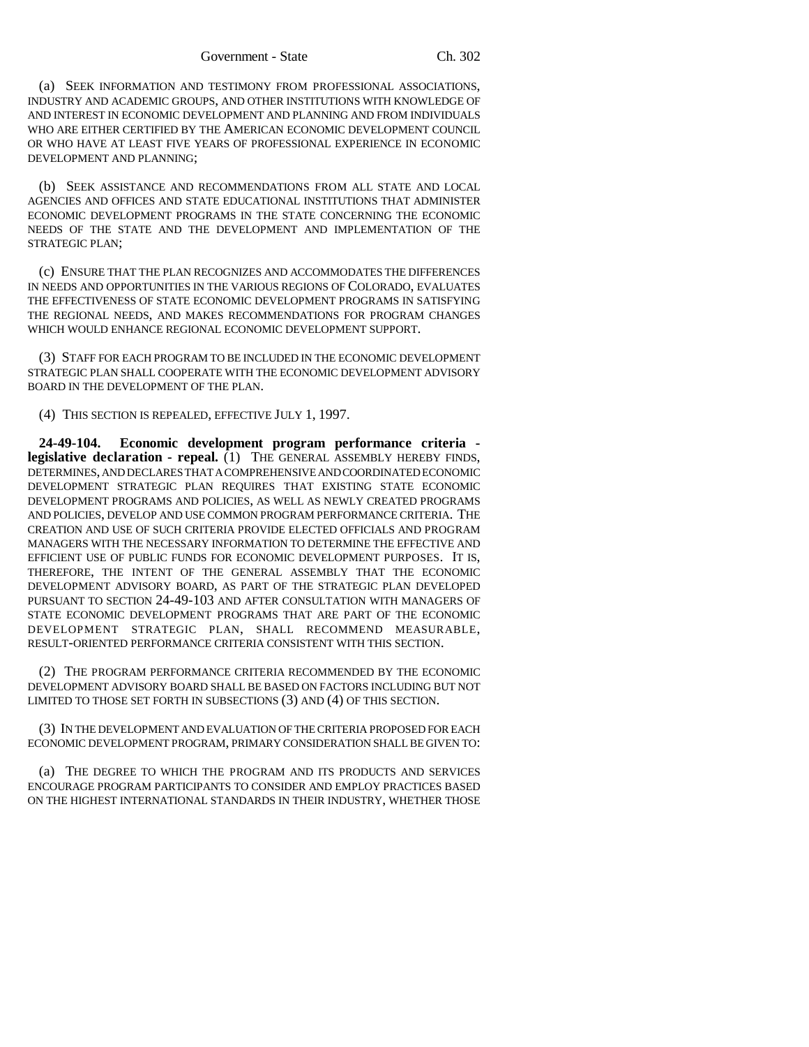(a) SEEK INFORMATION AND TESTIMONY FROM PROFESSIONAL ASSOCIATIONS, INDUSTRY AND ACADEMIC GROUPS, AND OTHER INSTITUTIONS WITH KNOWLEDGE OF AND INTEREST IN ECONOMIC DEVELOPMENT AND PLANNING AND FROM INDIVIDUALS WHO ARE EITHER CERTIFIED BY THE AMERICAN ECONOMIC DEVELOPMENT COUNCIL OR WHO HAVE AT LEAST FIVE YEARS OF PROFESSIONAL EXPERIENCE IN ECONOMIC DEVELOPMENT AND PLANNING;

(b) SEEK ASSISTANCE AND RECOMMENDATIONS FROM ALL STATE AND LOCAL AGENCIES AND OFFICES AND STATE EDUCATIONAL INSTITUTIONS THAT ADMINISTER ECONOMIC DEVELOPMENT PROGRAMS IN THE STATE CONCERNING THE ECONOMIC NEEDS OF THE STATE AND THE DEVELOPMENT AND IMPLEMENTATION OF THE STRATEGIC PLAN;

(c) ENSURE THAT THE PLAN RECOGNIZES AND ACCOMMODATES THE DIFFERENCES IN NEEDS AND OPPORTUNITIES IN THE VARIOUS REGIONS OF COLORADO, EVALUATES THE EFFECTIVENESS OF STATE ECONOMIC DEVELOPMENT PROGRAMS IN SATISFYING THE REGIONAL NEEDS, AND MAKES RECOMMENDATIONS FOR PROGRAM CHANGES WHICH WOULD ENHANCE REGIONAL ECONOMIC DEVELOPMENT SUPPORT.

(3) STAFF FOR EACH PROGRAM TO BE INCLUDED IN THE ECONOMIC DEVELOPMENT STRATEGIC PLAN SHALL COOPERATE WITH THE ECONOMIC DEVELOPMENT ADVISORY BOARD IN THE DEVELOPMENT OF THE PLAN.

(4) THIS SECTION IS REPEALED, EFFECTIVE JULY 1, 1997.

**24-49-104. Economic development program performance criteria - legislative declaration - repeal.** (1) THE GENERAL ASSEMBLY HEREBY FINDS, DETERMINES, AND DECLARES THAT A COMPREHENSIVE AND COORDINATED ECONOMIC DEVELOPMENT STRATEGIC PLAN REQUIRES THAT EXISTING STATE ECONOMIC DEVELOPMENT PROGRAMS AND POLICIES, AS WELL AS NEWLY CREATED PROGRAMS AND POLICIES, DEVELOP AND USE COMMON PROGRAM PERFORMANCE CRITERIA. THE CREATION AND USE OF SUCH CRITERIA PROVIDE ELECTED OFFICIALS AND PROGRAM MANAGERS WITH THE NECESSARY INFORMATION TO DETERMINE THE EFFECTIVE AND EFFICIENT USE OF PUBLIC FUNDS FOR ECONOMIC DEVELOPMENT PURPOSES. IT IS, THEREFORE, THE INTENT OF THE GENERAL ASSEMBLY THAT THE ECONOMIC DEVELOPMENT ADVISORY BOARD, AS PART OF THE STRATEGIC PLAN DEVELOPED PURSUANT TO SECTION 24-49-103 AND AFTER CONSULTATION WITH MANAGERS OF STATE ECONOMIC DEVELOPMENT PROGRAMS THAT ARE PART OF THE ECONOMIC DEVELOPMENT STRATEGIC PLAN, SHALL RECOMMEND MEASURABLE, RESULT-ORIENTED PERFORMANCE CRITERIA CONSISTENT WITH THIS SECTION.

(2) THE PROGRAM PERFORMANCE CRITERIA RECOMMENDED BY THE ECONOMIC DEVELOPMENT ADVISORY BOARD SHALL BE BASED ON FACTORS INCLUDING BUT NOT LIMITED TO THOSE SET FORTH IN SUBSECTIONS (3) AND (4) OF THIS SECTION.

(3) IN THE DEVELOPMENT AND EVALUATION OF THE CRITERIA PROPOSED FOR EACH ECONOMIC DEVELOPMENT PROGRAM, PRIMARY CONSIDERATION SHALL BE GIVEN TO:

(a) THE DEGREE TO WHICH THE PROGRAM AND ITS PRODUCTS AND SERVICES ENCOURAGE PROGRAM PARTICIPANTS TO CONSIDER AND EMPLOY PRACTICES BASED ON THE HIGHEST INTERNATIONAL STANDARDS IN THEIR INDUSTRY, WHETHER THOSE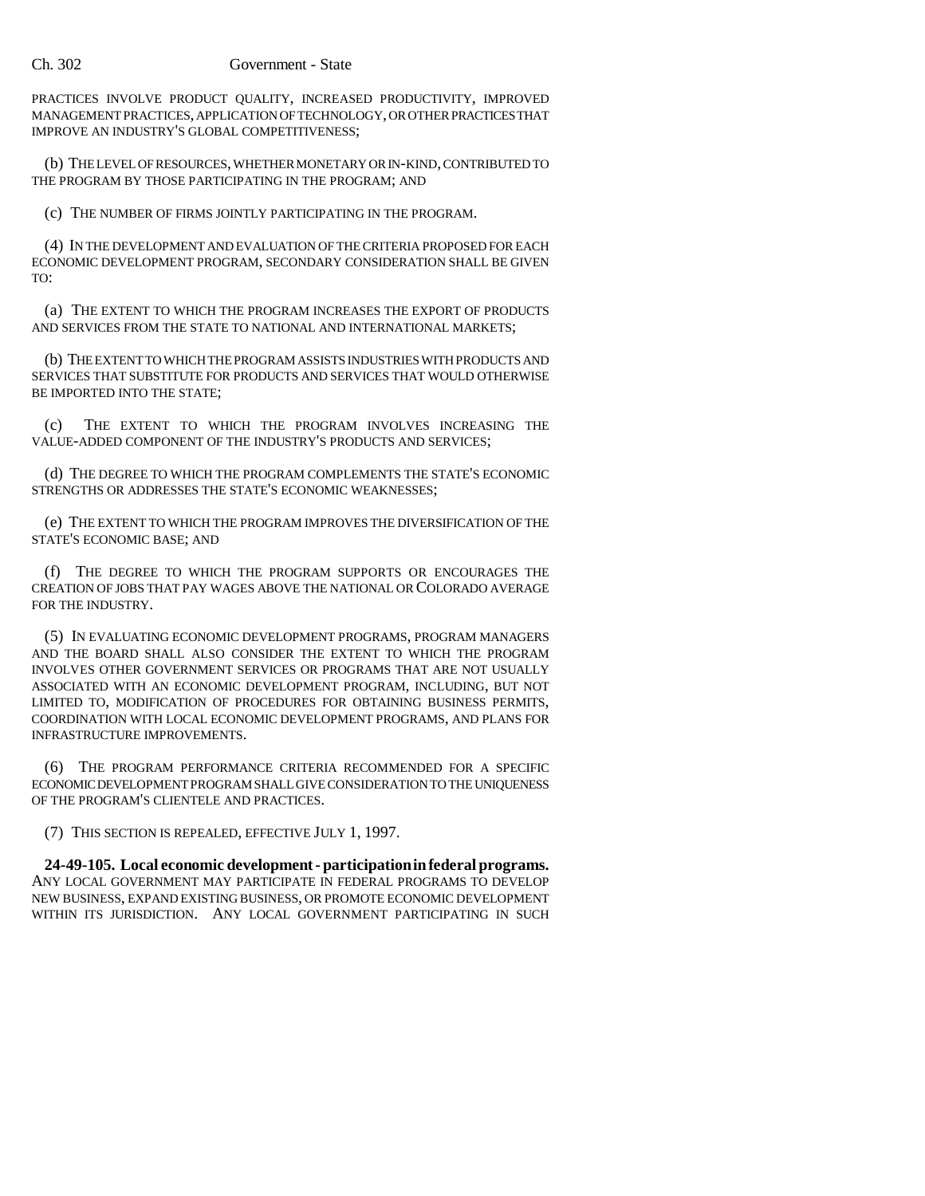PRACTICES INVOLVE PRODUCT QUALITY, INCREASED PRODUCTIVITY, IMPROVED MANAGEMENT PRACTICES, APPLICATION OF TECHNOLOGY, OR OTHER PRACTICES THAT IMPROVE AN INDUSTRY'S GLOBAL COMPETITIVENESS;

(b) THE LEVEL OF RESOURCES, WHETHER MONETARY OR IN-KIND, CONTRIBUTED TO THE PROGRAM BY THOSE PARTICIPATING IN THE PROGRAM; AND

(c) THE NUMBER OF FIRMS JOINTLY PARTICIPATING IN THE PROGRAM.

(4) IN THE DEVELOPMENT AND EVALUATION OF THE CRITERIA PROPOSED FOR EACH ECONOMIC DEVELOPMENT PROGRAM, SECONDARY CONSIDERATION SHALL BE GIVEN TO:

(a) THE EXTENT TO WHICH THE PROGRAM INCREASES THE EXPORT OF PRODUCTS AND SERVICES FROM THE STATE TO NATIONAL AND INTERNATIONAL MARKETS;

(b) THE EXTENT TO WHICH THE PROGRAM ASSISTS INDUSTRIES WITH PRODUCTS AND SERVICES THAT SUBSTITUTE FOR PRODUCTS AND SERVICES THAT WOULD OTHERWISE BE IMPORTED INTO THE STATE;

(c) THE EXTENT TO WHICH THE PROGRAM INVOLVES INCREASING THE VALUE-ADDED COMPONENT OF THE INDUSTRY'S PRODUCTS AND SERVICES;

(d) THE DEGREE TO WHICH THE PROGRAM COMPLEMENTS THE STATE'S ECONOMIC STRENGTHS OR ADDRESSES THE STATE'S ECONOMIC WEAKNESSES;

(e) THE EXTENT TO WHICH THE PROGRAM IMPROVES THE DIVERSIFICATION OF THE STATE'S ECONOMIC BASE; AND

(f) THE DEGREE TO WHICH THE PROGRAM SUPPORTS OR ENCOURAGES THE CREATION OF JOBS THAT PAY WAGES ABOVE THE NATIONAL OR COLORADO AVERAGE FOR THE INDUSTRY.

(5) IN EVALUATING ECONOMIC DEVELOPMENT PROGRAMS, PROGRAM MANAGERS AND THE BOARD SHALL ALSO CONSIDER THE EXTENT TO WHICH THE PROGRAM INVOLVES OTHER GOVERNMENT SERVICES OR PROGRAMS THAT ARE NOT USUALLY ASSOCIATED WITH AN ECONOMIC DEVELOPMENT PROGRAM, INCLUDING, BUT NOT LIMITED TO, MODIFICATION OF PROCEDURES FOR OBTAINING BUSINESS PERMITS, COORDINATION WITH LOCAL ECONOMIC DEVELOPMENT PROGRAMS, AND PLANS FOR INFRASTRUCTURE IMPROVEMENTS.

(6) THE PROGRAM PERFORMANCE CRITERIA RECOMMENDED FOR A SPECIFIC ECONOMIC DEVELOPMENT PROGRAM SHALL GIVE CONSIDERATION TO THE UNIQUENESS OF THE PROGRAM'S CLIENTELE AND PRACTICES.

(7) THIS SECTION IS REPEALED, EFFECTIVE JULY 1, 1997.

**24-49-105. Local economic development - participation in federal programs.** ANY LOCAL GOVERNMENT MAY PARTICIPATE IN FEDERAL PROGRAMS TO DEVELOP NEW BUSINESS, EXPAND EXISTING BUSINESS, OR PROMOTE ECONOMIC DEVELOPMENT WITHIN ITS JURISDICTION. ANY LOCAL GOVERNMENT PARTICIPATING IN SUCH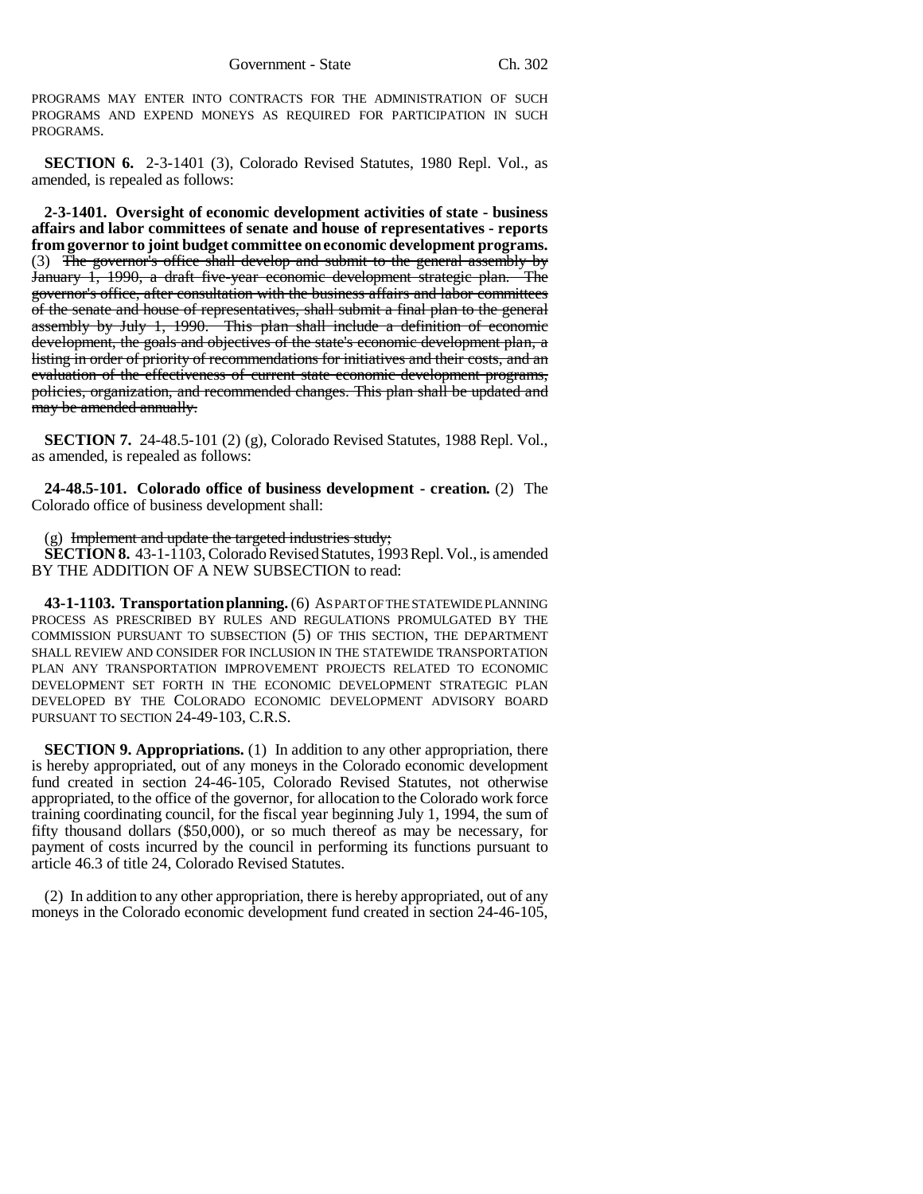PROGRAMS MAY ENTER INTO CONTRACTS FOR THE ADMINISTRATION OF SUCH PROGRAMS AND EXPEND MONEYS AS REQUIRED FOR PARTICIPATION IN SUCH PROGRAMS.

**SECTION 6.** 2-3-1401 (3), Colorado Revised Statutes, 1980 Repl. Vol., as amended, is repealed as follows:

**2-3-1401. Oversight of economic development activities of state - business affairs and labor committees of senate and house of representatives - reports from governor to joint budget committee on economic development programs.** (3) ~~The governor's office shall develop and submit to the general assembly by January 1, 1990, a draft five-year economic development strategic plan. The governor's office, after consultation with the business affairs and labor committees of the senate and house of representatives, shall submit a final plan to the general assembly by July 1, 1990. This plan shall include a definition of economic development, the goals and objectives of the state's economic development plan, a listing in order of priority of recommendations for initiatives and their costs, and an evaluation of the effectiveness of current state economic development programs, policies, organization, and recommended changes. This plan shall be updated and may be amended annually.~~

**SECTION 7.** 24-48.5-101 (2) (g), Colorado Revised Statutes, 1988 Repl. Vol., as amended, is repealed as follows:

**24-48.5-101. Colorado office of business development - creation.** (2) The Colorado office of business development shall:

(g) ~~Implement and update the targeted industries study;~~

**SECTION 8.** 43-1-1103, Colorado Revised Statutes, 1993 Repl. Vol., is amended BY THE ADDITION OF A NEW SUBSECTION to read:

**43-1-1103. Transportation planning.** (6) AS PART OF THE STATEWIDE PLANNING PROCESS AS PRESCRIBED BY RULES AND REGULATIONS PROMULGATED BY THE COMMISSION PURSUANT TO SUBSECTION (5) OF THIS SECTION, THE DEPARTMENT SHALL REVIEW AND CONSIDER FOR INCLUSION IN THE STATEWIDE TRANSPORTATION PLAN ANY TRANSPORTATION IMPROVEMENT PROJECTS RELATED TO ECONOMIC DEVELOPMENT SET FORTH IN THE ECONOMIC DEVELOPMENT STRATEGIC PLAN DEVELOPED BY THE COLORADO ECONOMIC DEVELOPMENT ADVISORY BOARD PURSUANT TO SECTION 24-49-103, C.R.S.

**SECTION 9. Appropriations.** (1) In addition to any other appropriation, there is hereby appropriated, out of any moneys in the Colorado economic development fund created in section 24-46-105, Colorado Revised Statutes, not otherwise appropriated, to the office of the governor, for allocation to the Colorado work force training coordinating council, for the fiscal year beginning July 1, 1994, the sum of fifty thousand dollars ($50,000), or so much thereof as may be necessary, for payment of costs incurred by the council in performing its functions pursuant to article 46.3 of title 24, Colorado Revised Statutes.

(2) In addition to any other appropriation, there is hereby appropriated, out of any moneys in the Colorado economic development fund created in section 24-46-105,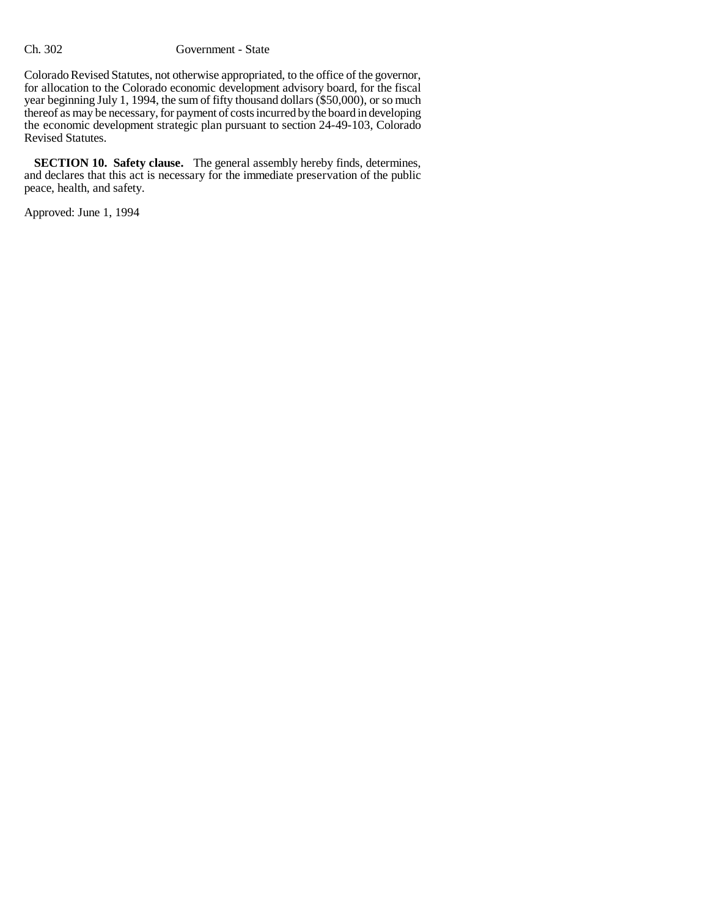Colorado Revised Statutes, not otherwise appropriated, to the office of the governor, for allocation to the Colorado economic development advisory board, for the fiscal year beginning July 1, 1994, the sum of fifty thousand dollars ($50,000), or so much thereof as may be necessary, for payment of costs incurred by the board in developing the economic development strategic plan pursuant to section 24-49-103, Colorado Revised Statutes.

**SECTION 10. Safety clause.** The general assembly hereby finds, determines, and declares that this act is necessary for the immediate preservation of the public peace, health, and safety.

Approved: June 1, 1994